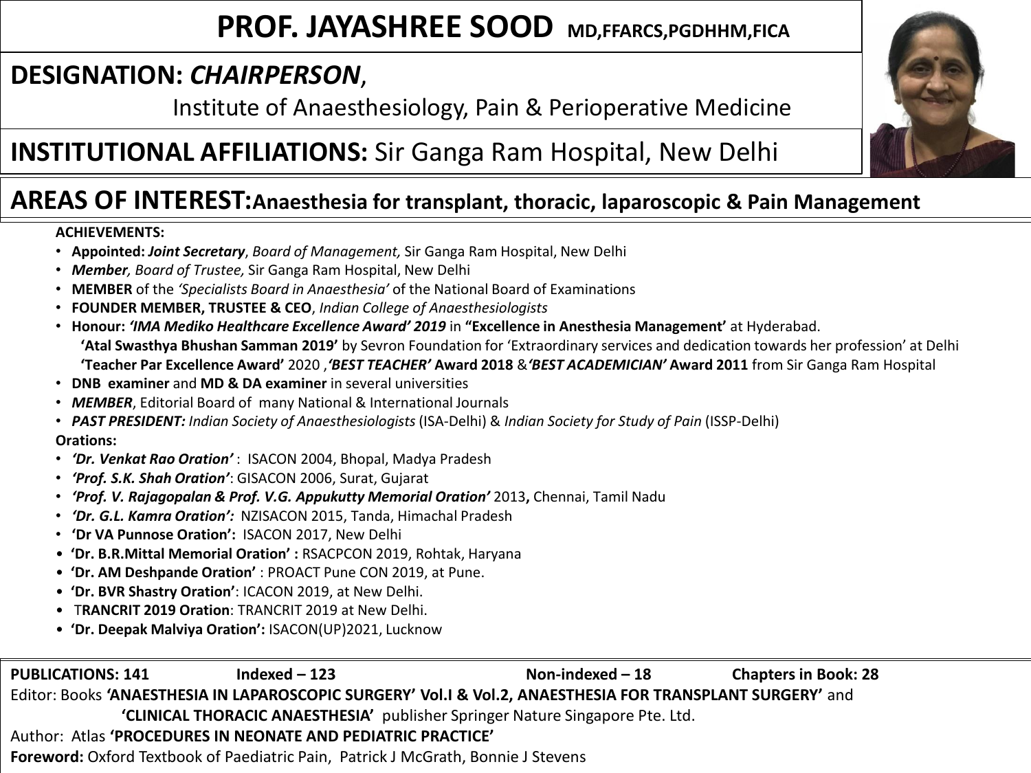# PROF. JAYASHREE SOOD MD,FFARCS,PGDHHM,FICA

**DESIGNATION:** ***CHAIRPERSON***, Institute of Anaesthesiology, Pain & Perioperative Medicine

**INSTITUTIONAL AFFILIATIONS:** Sir Ganga Ram Hospital, New Delhi

**AREAS OF INTEREST: Anaesthesia for transplant, thoracic, laparoscopic & Pain Management**

**ACHIEVEMENTS:**

- **Appointed:** ***Joint Secretary***, *Board of Management,* Sir Ganga Ram Hospital, New Delhi
- ***Member***, *Board of Trustee,* Sir Ganga Ram Hospital, New Delhi
- **MEMBER** of the *'Specialists Board in Anaesthesia'* of the National Board of Examinations
- **FOUNDER MEMBER, TRUSTEE & CEO**, *Indian College of Anaesthesiologists*
- **Honour:** ***'IMA Mediko Healthcare Excellence Award' 2019*** in **"Excellence in Anesthesia Management"** at Hyderabad.
  **'Atal Swasthya Bhushan Samman 2019'** by Sevron Foundation for 'Extraordinary services and dedication towards her profession' at Delhi
  **'Teacher Par Excellence Award'** 2020 ,***'BEST TEACHER'*** **Award 2018** &***'BEST ACADEMICIAN'*** **Award 2011** from Sir Ganga Ram Hospital
- **DNB examiner** and **MD & DA examiner** in several universities
- ***MEMBER***, Editorial Board of many National & International Journals
- ***PAST PRESIDENT:*** *Indian Society of Anaesthesiologists* (ISA-Delhi) & *Indian Society for Study of Pain* (ISSP-Delhi)

**Orations:**

- ***'Dr. Venkat Rao Oration'*** : ISACON 2004, Bhopal, Madya Pradesh
- ***'Prof. S.K. Shah Oration'***: GISACON 2006, Surat, Gujarat
- ***'Prof. V. Rajagopalan & Prof. V.G. Appukutty Memorial Oration'*** 2013**,** Chennai, Tamil Nadu
- ***'Dr. G.L. Kamra Oration':*** NZISACON 2015, Tanda, Himachal Pradesh
- **'Dr VA Punnose Oration':** ISACON 2017, New Delhi
- **'Dr. B.R.Mittal Memorial Oration' :** RSACPCON 2019, Rohtak, Haryana
- **'Dr. AM Deshpande Oration'** : PROACT Pune CON 2019, at Pune.
- **'Dr. BVR Shastry Oration'**: ICACON 2019, at New Delhi.
- T**RANCRIT 2019 Oration**: TRANCRIT 2019 at New Delhi.
- **'Dr. Deepak Malviya Oration':** ISACON(UP)2021, Lucknow

**PUBLICATIONS: 141** **Indexed – 123** **Non-indexed – 18** **Chapters in Book: 28**

Editor: Books **'ANAESTHESIA IN LAPAROSCOPIC SURGERY' Vol.I & Vol.2, ANAESTHESIA FOR TRANSPLANT SURGERY'** and **'CLINICAL THORACIC ANAESTHESIA'** publisher Springer Nature Singapore Pte. Ltd.

Author: Atlas **'PROCEDURES IN NEONATE AND PEDIATRIC PRACTICE'**

**Foreword:** Oxford Textbook of Paediatric Pain, Patrick J McGrath, Bonnie J Stevens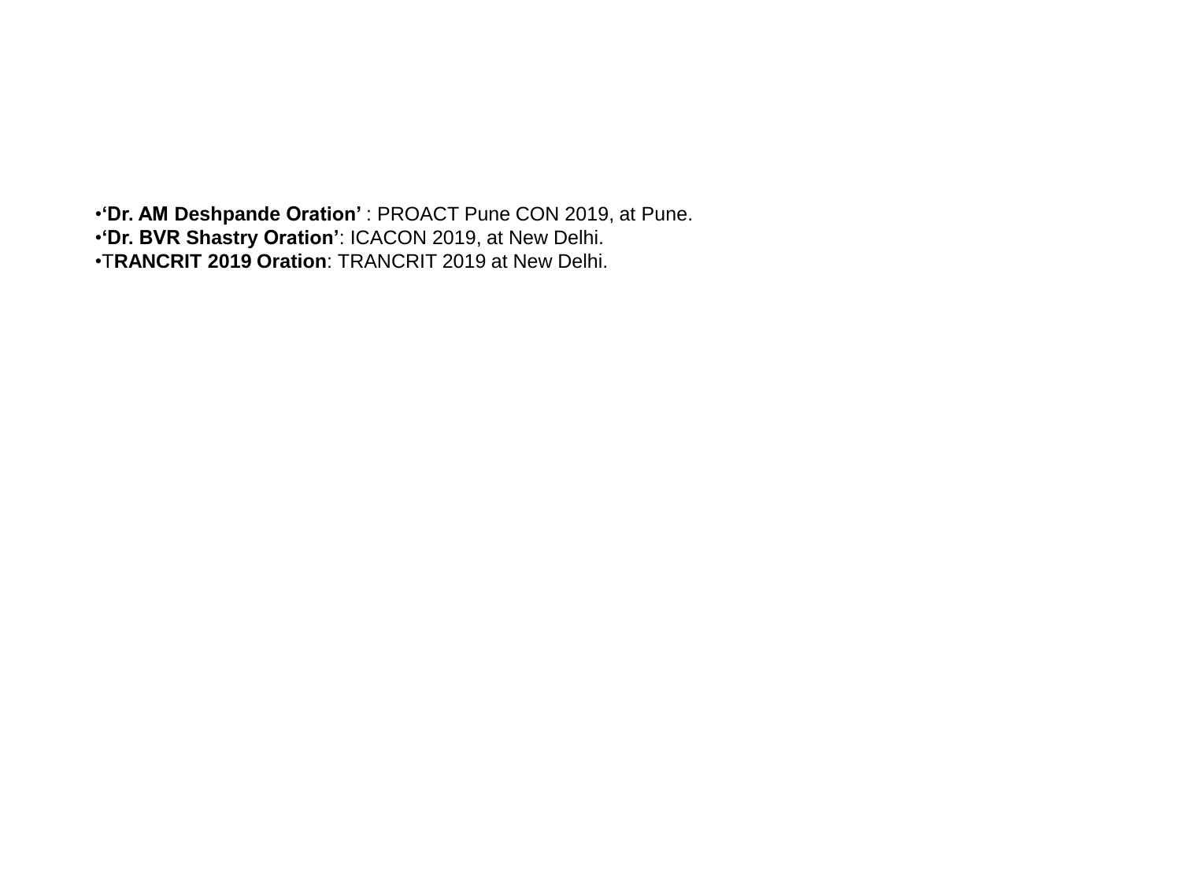- **‘Dr. AM Deshpande Oration’** : PROACT Pune CON 2019, at Pune.
- **‘Dr. BVR Shastry Oration’**: ICACON 2019, at New Delhi.
- T**RANCRIT 2019 Oration**: TRANCRIT 2019 at New Delhi.